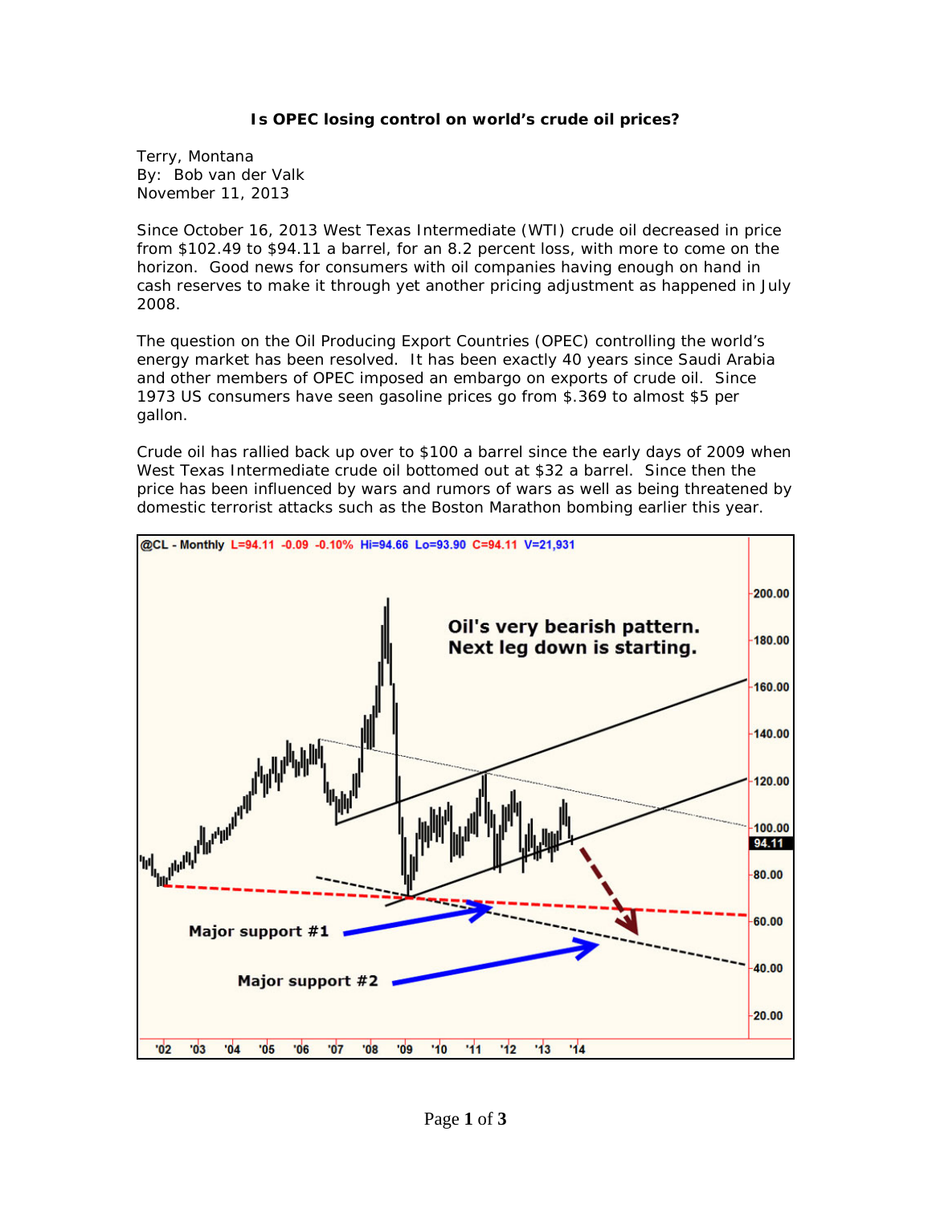**Is OPEC losing control on world's crude oil prices?**

Terry, Montana
By: Bob van der Valk
November 11, 2013

Since October 16, 2013 West Texas Intermediate (WTI) crude oil decreased in price from $102.49 to $94.11 a barrel, for an 8.2 percent loss, with more to come on the horizon. Good news for consumers with oil companies having enough on hand in cash reserves to make it through yet another pricing adjustment as happened in July 2008.

The question on the Oil Producing Export Countries (OPEC) controlling the world's energy market has been resolved. It has been exactly 40 years since Saudi Arabia and other members of OPEC imposed an embargo on exports of crude oil. Since 1973 US consumers have seen gasoline prices go from $.369 to almost $5 per gallon.

Crude oil has rallied back up over to $100 a barrel since the early days of 2009 when West Texas Intermediate crude oil bottomed out at $32 a barrel. Since then the price has been influenced by wars and rumors of wars as well as being threatened by domestic terrorist attacks such as the Boston Marathon bombing earlier this year.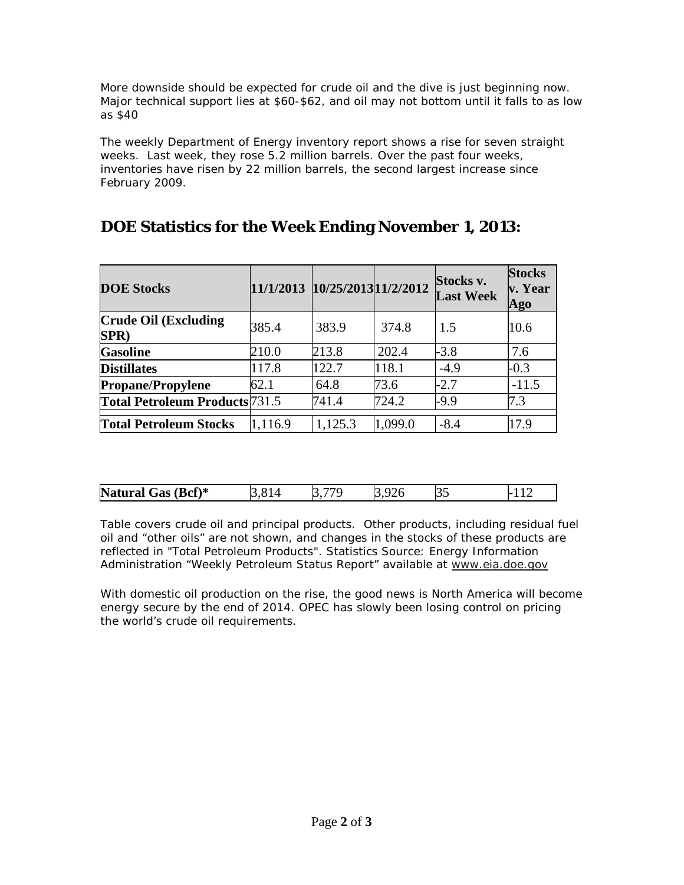More downside should be expected for crude oil and the dive is just beginning now. Major technical support lies at $60-$62, and oil may not bottom until it falls to as low as $40

The weekly Department of Energy inventory report shows a rise for seven straight weeks. Last week, they rose 5.2 million barrels. Over the past four weeks, inventories have risen by 22 million barrels, the second largest increase since February 2009.

## DOE Statistics for the Week Ending November 1, 2013:

| DOE Stocks | 11/1/2013 | 10/25/2013 | 11/2/2012 | Stocks v. Last Week | Stocks v. Year Ago |
|---|---|---|---|---|---|
| **Crude Oil (Excluding SPR)** | 385.4 | 383.9 | 374.8 | 1.5 | 10.6 |
| **Gasoline** | 210.0 | 213.8 | 202.4 | -3.8 | 7.6 |
| **Distillates** | 117.8 | 122.7 | 118.1 | -4.9 | -0.3 |
| **Propane/Propylene** | 62.1 | 64.8 | 73.6 | -2.7 | -11.5 |
| **Total Petroleum Products** | 731.5 | 741.4 | 724.2 | -9.9 | 7.3 |
| **Total Petroleum Stocks** | 1,116.9 | 1,125.3 | 1,099.0 | -8.4 | 17.9 |
| **Natural Gas (Bcf)*** | 3,814 | 3,779 | 3,926 | 35 | -112 |

Table covers crude oil and principal products. Other products, including residual fuel oil and "other oils" are not shown, and changes in the stocks of these products are reflected in "Total Petroleum Products". Statistics Source: Energy Information Administration "Weekly Petroleum Status Report" available at www.eia.doe.gov

With domestic oil production on the rise, the good news is North America will become energy secure by the end of 2014. OPEC has slowly been losing control on pricing the world's crude oil requirements.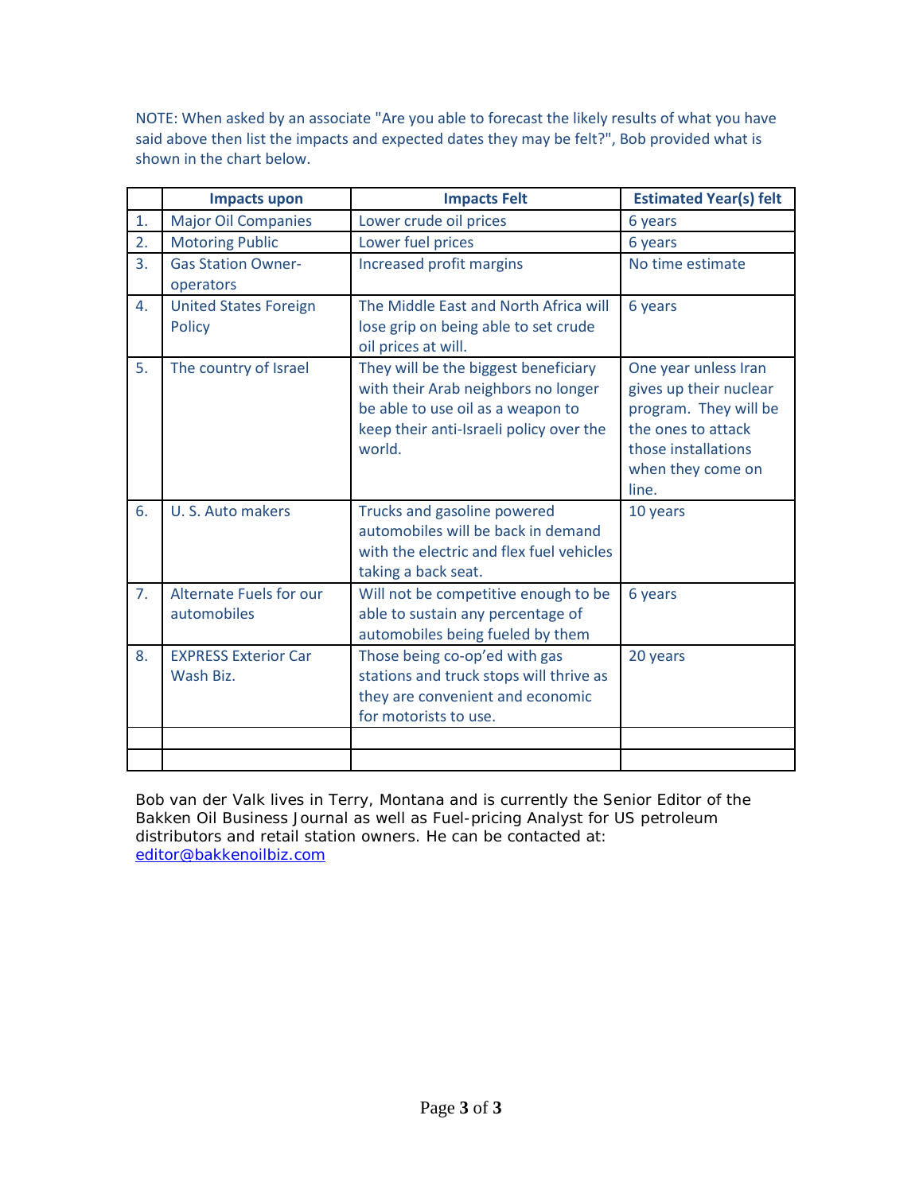NOTE: When asked by an associate "Are you able to forecast the likely results of what you have said above then list the impacts and expected dates they may be felt?", Bob provided what is shown in the chart below.

| | Impacts upon | Impacts Felt | Estimated Year(s) felt |
|---|---|---|---|
| 1. | Major Oil Companies | Lower crude oil prices | 6 years |
| 2. | Motoring Public | Lower fuel prices | 6 years |
| 3. | Gas Station Owner-operators | Increased profit margins | No time estimate |
| 4. | United States Foreign Policy | The Middle East and North Africa will lose grip on being able to set crude oil prices at will. | 6 years |
| 5. | The country of Israel | They will be the biggest beneficiary with their Arab neighbors no longer be able to use oil as a weapon to keep their anti-Israeli policy over the world. | One year unless Iran gives up their nuclear program. They will be the ones to attack those installations when they come on line. |
| 6. | U. S. Auto makers | Trucks and gasoline powered automobiles will be back in demand with the electric and flex fuel vehicles taking a back seat. | 10 years |
| 7. | Alternate Fuels for our automobiles | Will not be competitive enough to be able to sustain any percentage of automobiles being fueled by them | 6 years |
| 8. | EXPRESS Exterior Car Wash Biz. | Those being co-op'ed with gas stations and truck stops will thrive as they are convenient and economic for motorists to use. | 20 years |
| | | | |
| | | | |

Bob van der Valk lives in Terry, Montana and is currently the Senior Editor of the Bakken Oil Business Journal as well as Fuel-pricing Analyst for US petroleum distributors and retail station owners. He can be contacted at: editor@bakkenoilbiz.com